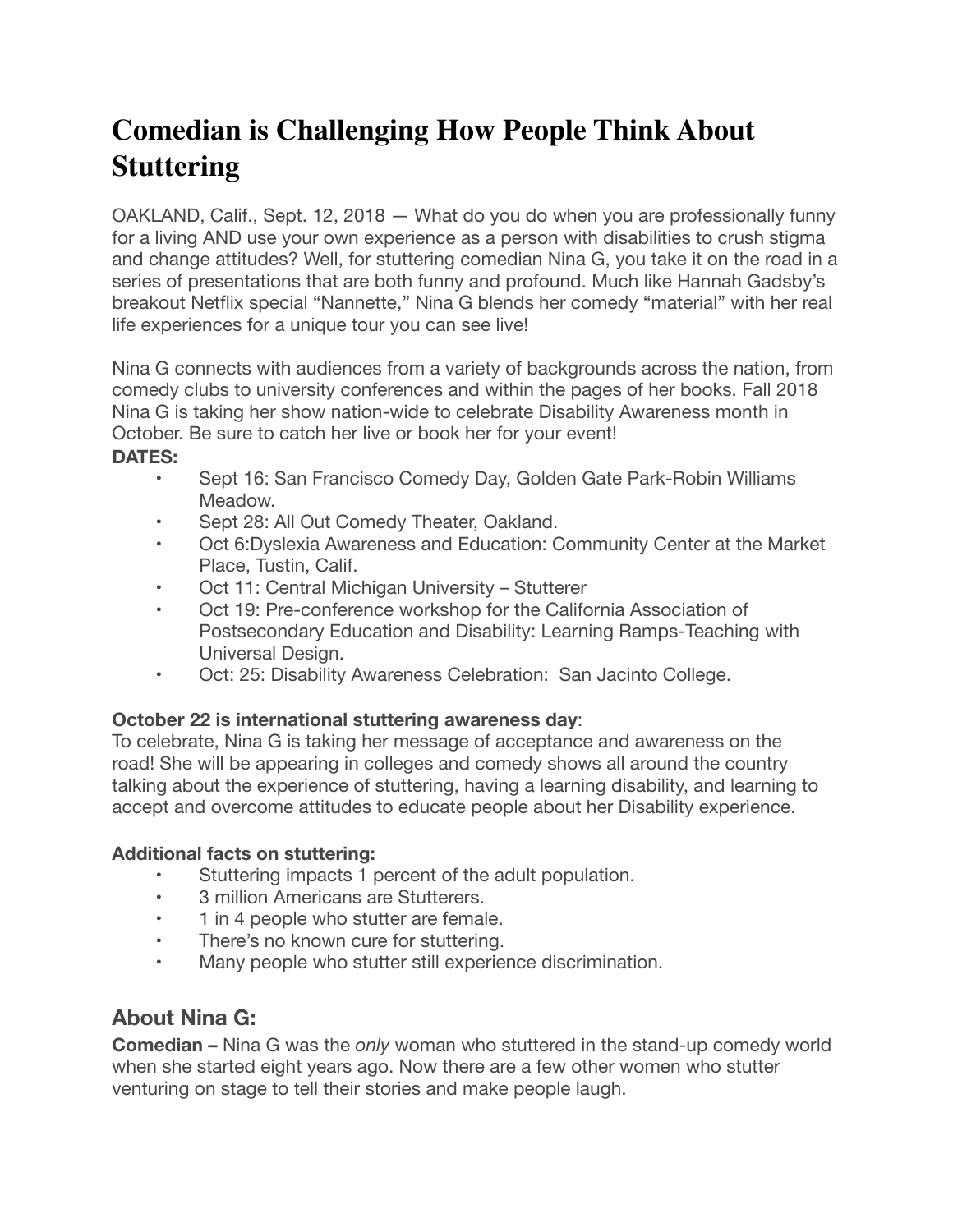# Comedian is Challenging How People Think About Stuttering

OAKLAND, Calif., Sept. 12, 2018 — What do you do when you are professionally funny for a living AND use your own experience as a person with disabilities to crush stigma and change attitudes? Well, for stuttering comedian Nina G, you take it on the road in a series of presentations that are both funny and profound. Much like Hannah Gadsby's breakout Netflix special "Nannette," Nina G blends her comedy "material" with her real life experiences for a unique tour you can see live!

Nina G connects with audiences from a variety of backgrounds across the nation, from comedy clubs to university conferences and within the pages of her books. Fall 2018 Nina G is taking her show nation-wide to celebrate Disability Awareness month in October. Be sure to catch her live or book her for your event!

**DATES:**

- Sept 16: San Francisco Comedy Day, Golden Gate Park-Robin Williams Meadow.
- Sept 28: All Out Comedy Theater, Oakland.
- Oct 6:Dyslexia Awareness and Education: Community Center at the Market Place, Tustin, Calif.
- Oct 11: Central Michigan University – Stutterer
- Oct 19: Pre-conference workshop for the California Association of Postsecondary Education and Disability: Learning Ramps-Teaching with Universal Design.
- Oct: 25: Disability Awareness Celebration: San Jacinto College.

**October 22 is international stuttering awareness day**:
To celebrate, Nina G is taking her message of acceptance and awareness on the road! She will be appearing in colleges and comedy shows all around the country talking about the experience of stuttering, having a learning disability, and learning to accept and overcome attitudes to educate people about her Disability experience.

**Additional facts on stuttering:**

- Stuttering impacts 1 percent of the adult population.
- 3 million Americans are Stutterers.
- 1 in 4 people who stutter are female.
- There's no known cure for stuttering.
- Many people who stutter still experience discrimination.

## About Nina G:

**Comedian –** Nina G was the *only* woman who stuttered in the stand-up comedy world when she started eight years ago. Now there are a few other women who stutter venturing on stage to tell their stories and make people laugh.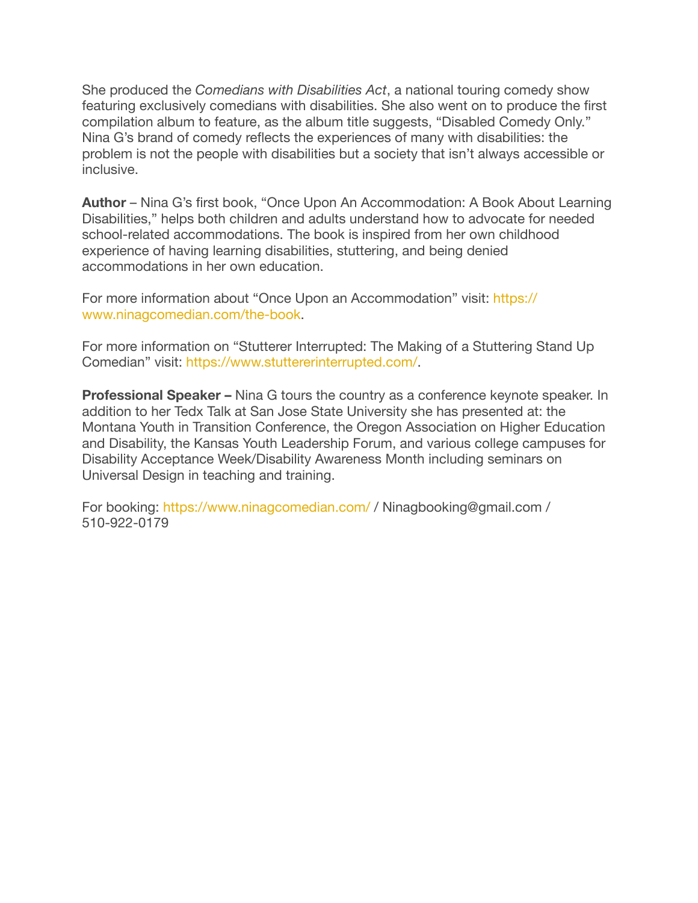She produced the *Comedians with Disabilities Act*, a national touring comedy show featuring exclusively comedians with disabilities. She also went on to produce the first compilation album to feature, as the album title suggests, "Disabled Comedy Only." Nina G's brand of comedy reflects the experiences of many with disabilities: the problem is not the people with disabilities but a society that isn't always accessible or inclusive.

**Author** – Nina G's first book, "Once Upon An Accommodation: A Book About Learning Disabilities," helps both children and adults understand how to advocate for needed school-related accommodations. The book is inspired from her own childhood experience of having learning disabilities, stuttering, and being denied accommodations in her own education.

For more information about "Once Upon an Accommodation" visit: https://www.ninagcomedian.com/the-book.

For more information on "Stutterer Interrupted: The Making of a Stuttering Stand Up Comedian" visit: https://www.stuttererinterrupted.com/.

**Professional Speaker –** Nina G tours the country as a conference keynote speaker. In addition to her Tedx Talk at San Jose State University she has presented at: the Montana Youth in Transition Conference, the Oregon Association on Higher Education and Disability, the Kansas Youth Leadership Forum, and various college campuses for Disability Acceptance Week/Disability Awareness Month including seminars on Universal Design in teaching and training.

For booking: https://www.ninagcomedian.com/ / Ninagbooking@gmail.com / 510-922-0179